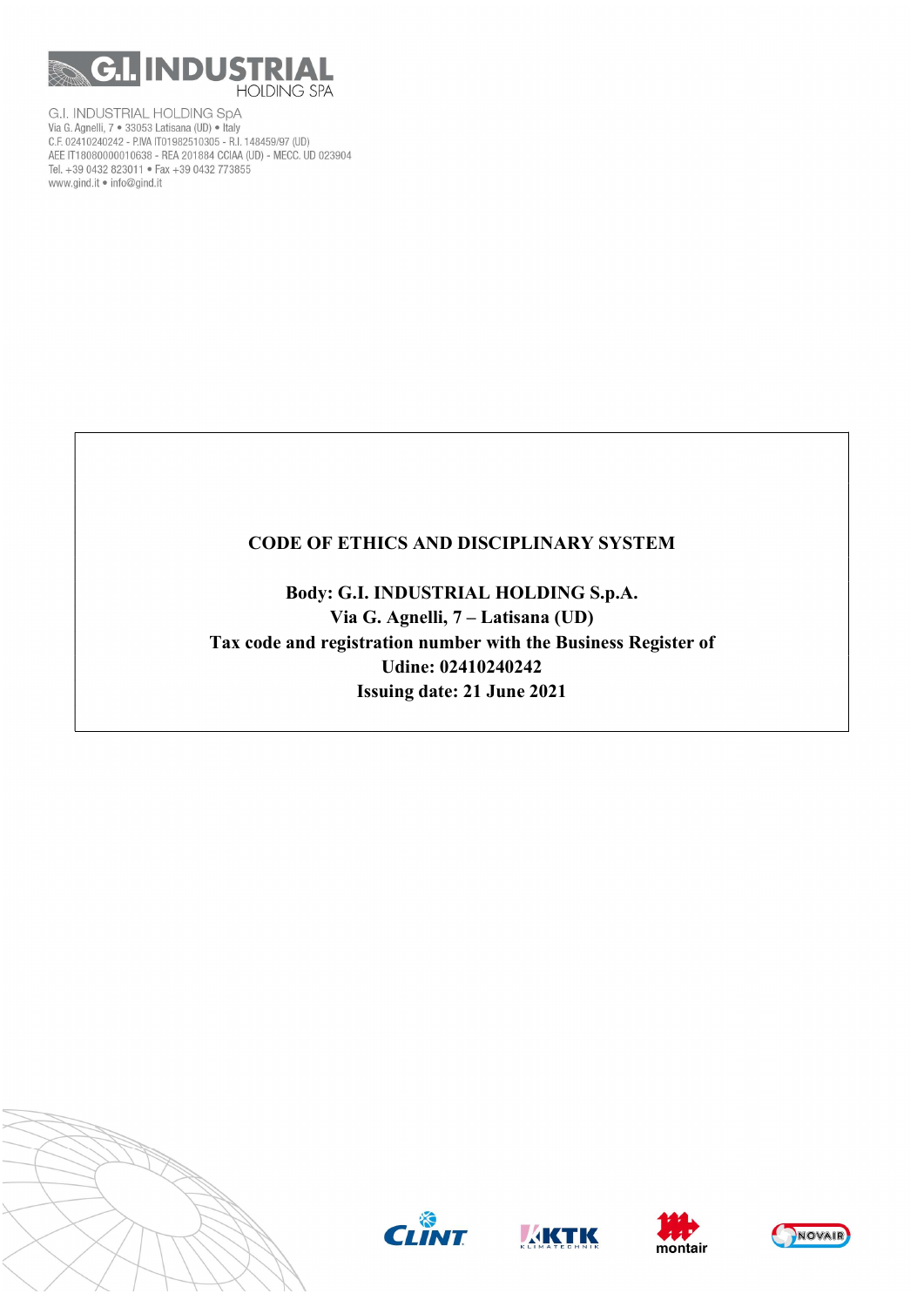G.I. INDUSTRIAL HOLDING SpA
Via G. Agnelli, 7 • 33053 Latisana (UD) • Italy
C.F. 02410240242 - P.IVA IT01982510305 - R.I. 148459/97 (UD)
AEE IT18080000010638 - REA 201884 CCIAA (UD) - MECC. UD 023904
Tel. +39 0432 823011 • Fax +39 0432 773855
www.gind.it • info@gind.it

# CODE OF ETHICS AND DISCIPLINARY SYSTEM

**Body: G.I. INDUSTRIAL HOLDING S.p.A.**
**Via G. Agnelli, 7 – Latisana (UD)**
**Tax code and registration number with the Business Register of Udine: 02410240242**
**Issuing date: 21 June 2021**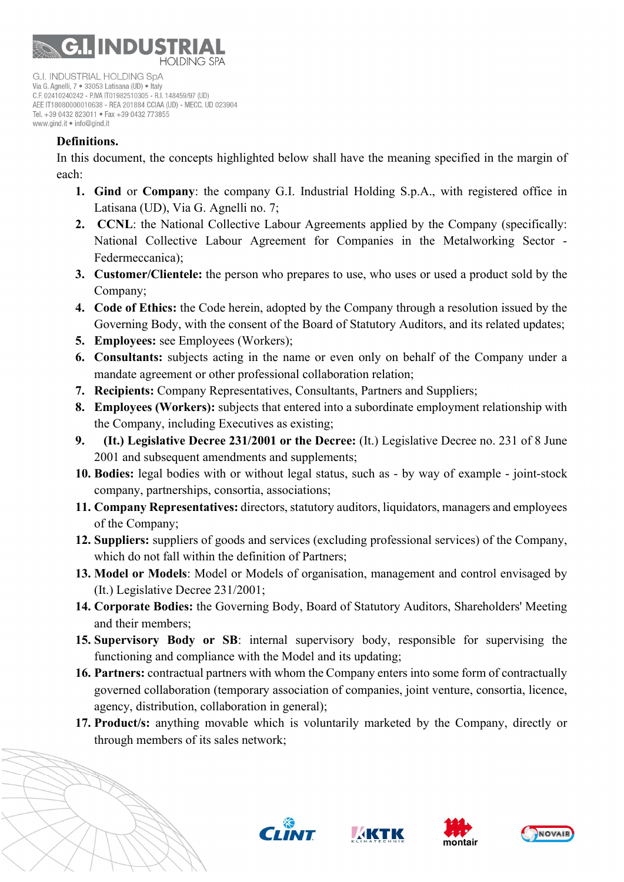**Definitions.**

In this document, the concepts highlighted below shall have the meaning specified in the margin of each:

1. **Gind** or **Company**: the company G.I. Industrial Holding S.p.A., with registered office in Latisana (UD), Via G. Agnelli no. 7;
2. **CCNL**: the National Collective Labour Agreements applied by the Company (specifically: National Collective Labour Agreement for Companies in the Metalworking Sector - Federmeccanica);
3. **Customer/Clientele:** the person who prepares to use, who uses or used a product sold by the Company;
4. **Code of Ethics:** the Code herein, adopted by the Company through a resolution issued by the Governing Body, with the consent of the Board of Statutory Auditors, and its related updates;
5. **Employees:** see Employees (Workers);
6. **Consultants:** subjects acting in the name or even only on behalf of the Company under a mandate agreement or other professional collaboration relation;
7. **Recipients:** Company Representatives, Consultants, Partners and Suppliers;
8. **Employees (Workers):** subjects that entered into a subordinate employment relationship with the Company, including Executives as existing;
9. **(It.) Legislative Decree 231/2001 or the Decree:** (It.) Legislative Decree no. 231 of 8 June 2001 and subsequent amendments and supplements;
10. **Bodies:** legal bodies with or without legal status, such as - by way of example - joint-stock company, partnerships, consortia, associations;
11. **Company Representatives:** directors, statutory auditors, liquidators, managers and employees of the Company;
12. **Suppliers:** suppliers of goods and services (excluding professional services) of the Company, which do not fall within the definition of Partners;
13. **Model or Models**: Model or Models of organisation, management and control envisaged by (It.) Legislative Decree 231/2001;
14. **Corporate Bodies:** the Governing Body, Board of Statutory Auditors, Shareholders' Meeting and their members;
15. **Supervisory Body or SB**: internal supervisory body, responsible for supervising the functioning and compliance with the Model and its updating;
16. **Partners:** contractual partners with whom the Company enters into some form of contractually governed collaboration (temporary association of companies, joint venture, consortia, licence, agency, distribution, collaboration in general);
17. **Product/s:** anything movable which is voluntarily marketed by the Company, directly or through members of its sales network;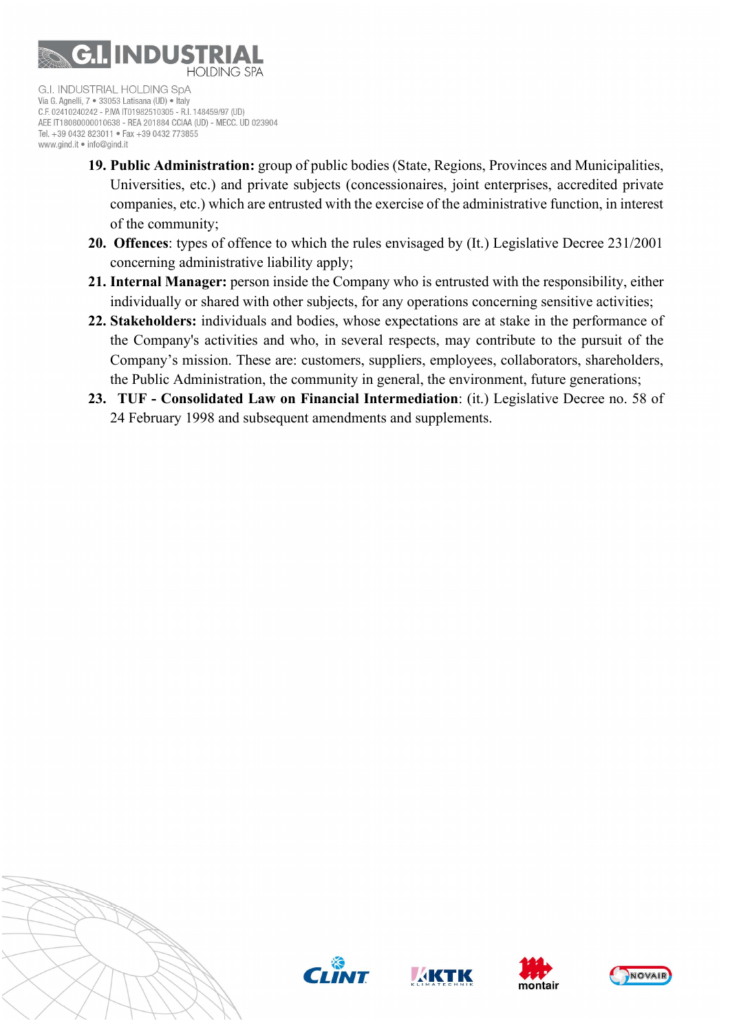19. **Public Administration:** group of public bodies (State, Regions, Provinces and Municipalities, Universities, etc.) and private subjects (concessionaires, joint enterprises, accredited private companies, etc.) which are entrusted with the exercise of the administrative function, in interest of the community;
20. **Offences**: types of offence to which the rules envisaged by (It.) Legislative Decree 231/2001 concerning administrative liability apply;
21. **Internal Manager:** person inside the Company who is entrusted with the responsibility, either individually or shared with other subjects, for any operations concerning sensitive activities;
22. **Stakeholders:** individuals and bodies, whose expectations are at stake in the performance of the Company's activities and who, in several respects, may contribute to the pursuit of the Company's mission. These are: customers, suppliers, employees, collaborators, shareholders, the Public Administration, the community in general, the environment, future generations;
23. **TUF - Consolidated Law on Financial Intermediation**: (it.) Legislative Decree no. 58 of 24 February 1998 and subsequent amendments and supplements.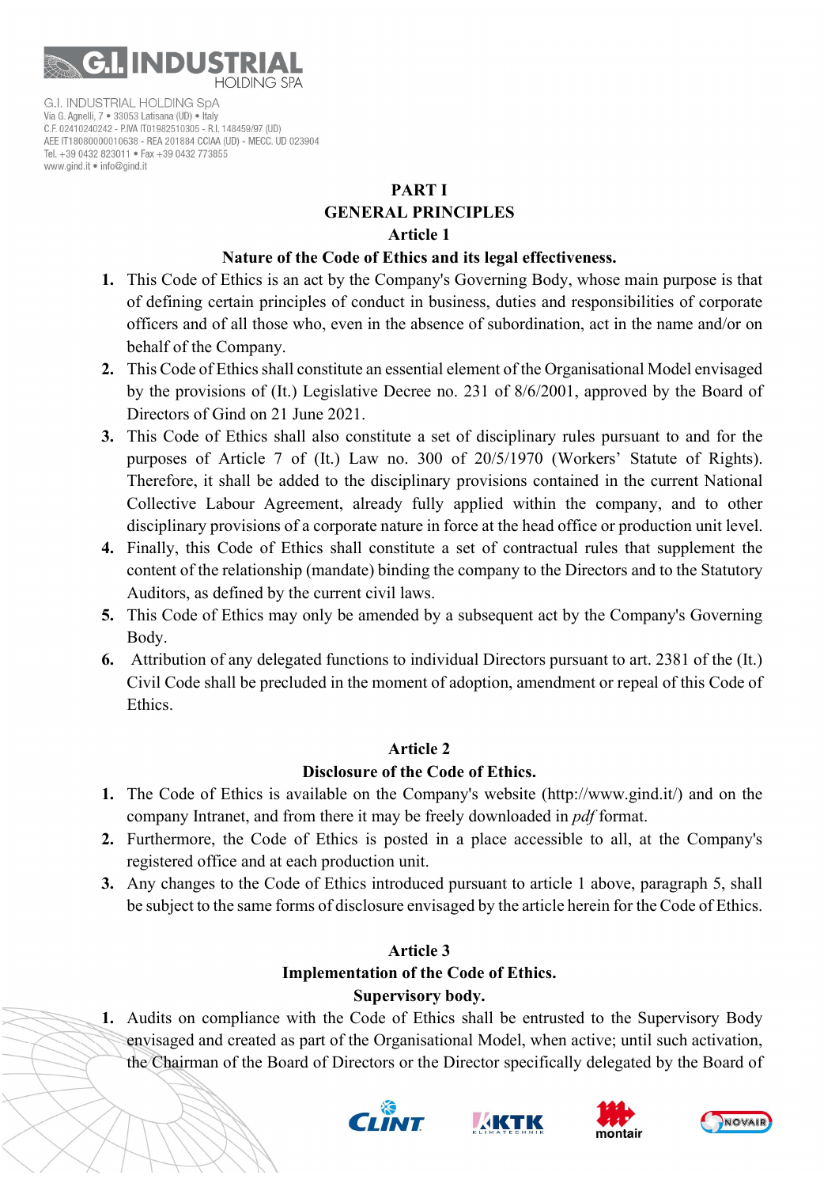# PART I
# GENERAL PRINCIPLES

## Article 1

### Nature of the Code of Ethics and its legal effectiveness.

1. This Code of Ethics is an act by the Company's Governing Body, whose main purpose is that of defining certain principles of conduct in business, duties and responsibilities of corporate officers and of all those who, even in the absence of subordination, act in the name and/or on behalf of the Company.
2. This Code of Ethics shall constitute an essential element of the Organisational Model envisaged by the provisions of (It.) Legislative Decree no. 231 of 8/6/2001, approved by the Board of Directors of Gind on 21 June 2021.
3. This Code of Ethics shall also constitute a set of disciplinary rules pursuant to and for the purposes of Article 7 of (It.) Law no. 300 of 20/5/1970 (Workers' Statute of Rights). Therefore, it shall be added to the disciplinary provisions contained in the current National Collective Labour Agreement, already fully applied within the company, and to other disciplinary provisions of a corporate nature in force at the head office or production unit level.
4. Finally, this Code of Ethics shall constitute a set of contractual rules that supplement the content of the relationship (mandate) binding the company to the Directors and to the Statutory Auditors, as defined by the current civil laws.
5. This Code of Ethics may only be amended by a subsequent act by the Company's Governing Body.
6. Attribution of any delegated functions to individual Directors pursuant to art. 2381 of the (It.) Civil Code shall be precluded in the moment of adoption, amendment or repeal of this Code of Ethics.

## Article 2

### Disclosure of the Code of Ethics.

1. The Code of Ethics is available on the Company's website (http://www.gind.it/) and on the company Intranet, and from there it may be freely downloaded in *pdf* format.
2. Furthermore, the Code of Ethics is posted in a place accessible to all, at the Company's registered office and at each production unit.
3. Any changes to the Code of Ethics introduced pursuant to article 1 above, paragraph 5, shall be subject to the same forms of disclosure envisaged by the article herein for the Code of Ethics.

## Article 3

### Implementation of the Code of Ethics.

### Supervisory body.

1. Audits on compliance with the Code of Ethics shall be entrusted to the Supervisory Body envisaged and created as part of the Organisational Model, when active; until such activation, the Chairman of the Board of Directors or the Director specifically delegated by the Board of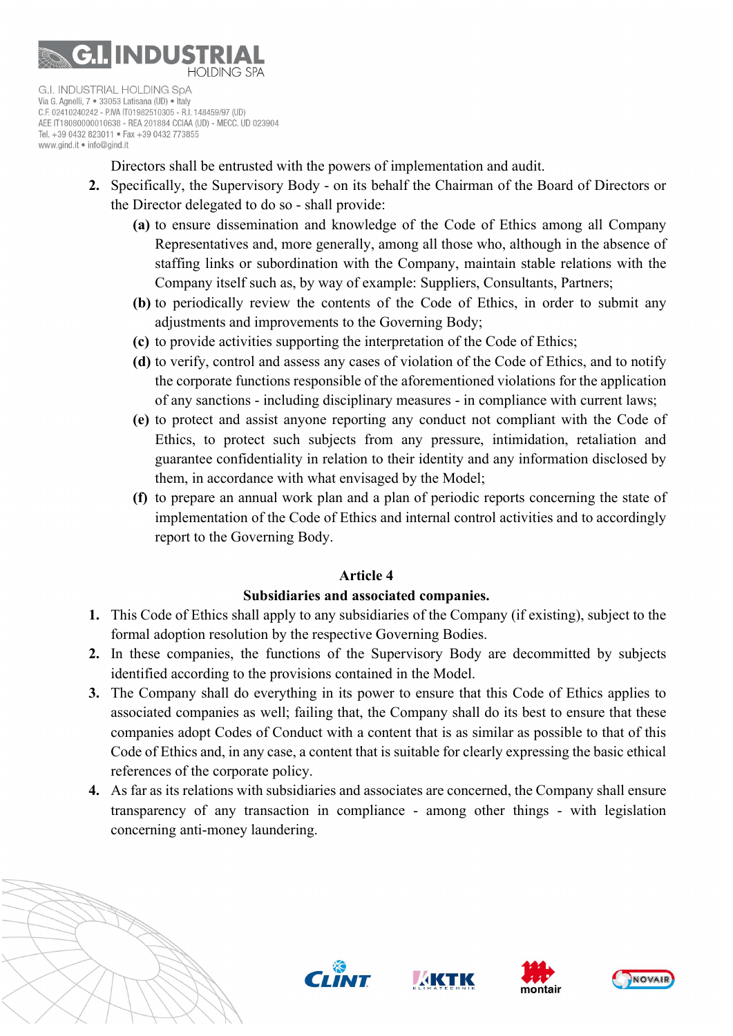Directors shall be entrusted with the powers of implementation and audit.

2. Specifically, the Supervisory Body - on its behalf the Chairman of the Board of Directors or the Director delegated to do so - shall provide:
   - **(a)** to ensure dissemination and knowledge of the Code of Ethics among all Company Representatives and, more generally, among all those who, although in the absence of staffing links or subordination with the Company, maintain stable relations with the Company itself such as, by way of example: Suppliers, Consultants, Partners;
   - **(b)** to periodically review the contents of the Code of Ethics, in order to submit any adjustments and improvements to the Governing Body;
   - **(c)** to provide activities supporting the interpretation of the Code of Ethics;
   - **(d)** to verify, control and assess any cases of violation of the Code of Ethics, and to notify the corporate functions responsible of the aforementioned violations for the application of any sanctions - including disciplinary measures - in compliance with current laws;
   - **(e)** to protect and assist anyone reporting any conduct not compliant with the Code of Ethics, to protect such subjects from any pressure, intimidation, retaliation and guarantee confidentiality in relation to their identity and any information disclosed by them, in accordance with what envisaged by the Model;
   - **(f)** to prepare an annual work plan and a plan of periodic reports concerning the state of implementation of the Code of Ethics and internal control activities and to accordingly report to the Governing Body.

## Article 4
## Subsidiaries and associated companies.

1. This Code of Ethics shall apply to any subsidiaries of the Company (if existing), subject to the formal adoption resolution by the respective Governing Bodies.
2. In these companies, the functions of the Supervisory Body are decommitted by subjects identified according to the provisions contained in the Model.
3. The Company shall do everything in its power to ensure that this Code of Ethics applies to associated companies as well; failing that, the Company shall do its best to ensure that these companies adopt Codes of Conduct with a content that is as similar as possible to that of this Code of Ethics and, in any case, a content that is suitable for clearly expressing the basic ethical references of the corporate policy.
4. As far as its relations with subsidiaries and associates are concerned, the Company shall ensure transparency of any transaction in compliance - among other things - with legislation concerning anti-money laundering.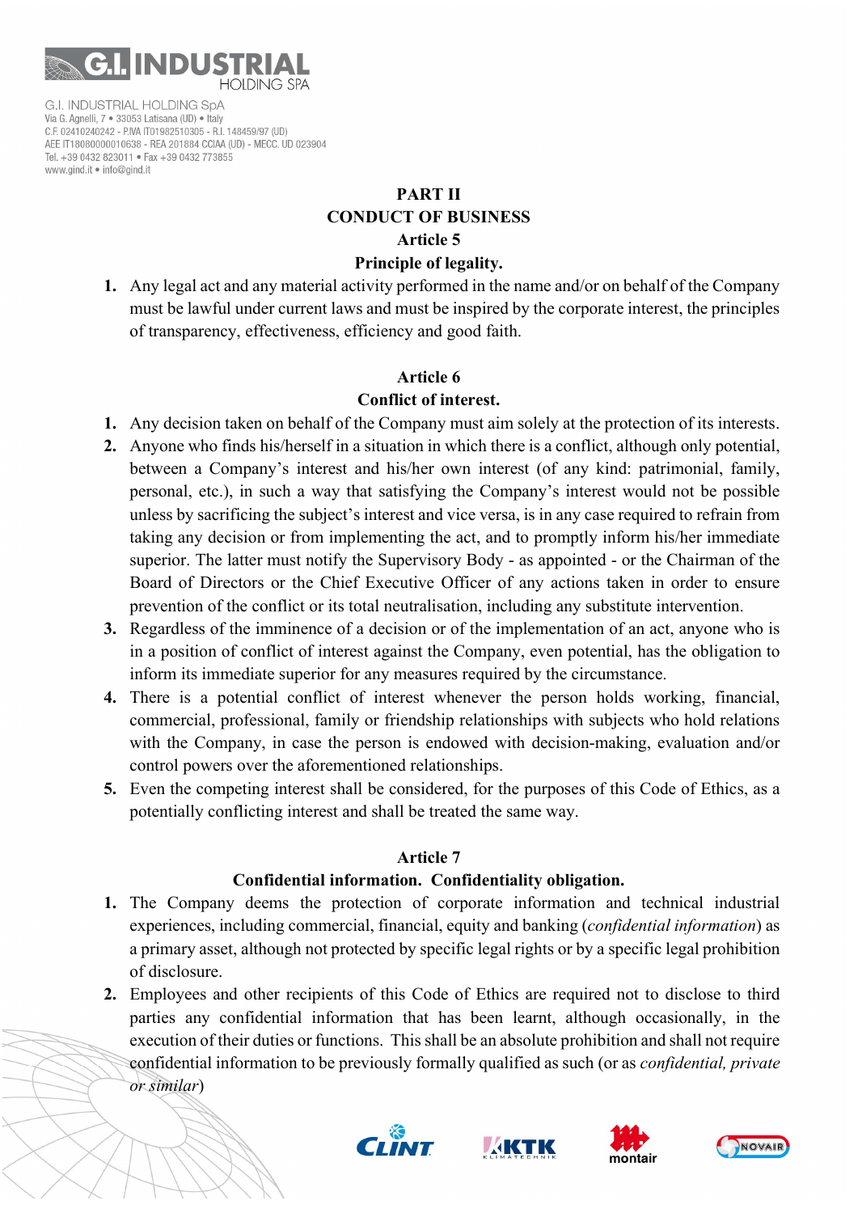## PART II
## CONDUCT OF BUSINESS

### Article 5
### Principle of legality.

1. Any legal act and any material activity performed in the name and/or on behalf of the Company must be lawful under current laws and must be inspired by the corporate interest, the principles of transparency, effectiveness, efficiency and good faith.

### Article 6
### Conflict of interest.

1. Any decision taken on behalf of the Company must aim solely at the protection of its interests.
2. Anyone who finds his/herself in a situation in which there is a conflict, although only potential, between a Company's interest and his/her own interest (of any kind: patrimonial, family, personal, etc.), in such a way that satisfying the Company's interest would not be possible unless by sacrificing the subject's interest and vice versa, is in any case required to refrain from taking any decision or from implementing the act, and to promptly inform his/her immediate superior. The latter must notify the Supervisory Body - as appointed - or the Chairman of the Board of Directors or the Chief Executive Officer of any actions taken in order to ensure prevention of the conflict or its total neutralisation, including any substitute intervention.
3. Regardless of the imminence of a decision or of the implementation of an act, anyone who is in a position of conflict of interest against the Company, even potential, has the obligation to inform its immediate superior for any measures required by the circumstance.
4. There is a potential conflict of interest whenever the person holds working, financial, commercial, professional, family or friendship relationships with subjects who hold relations with the Company, in case the person is endowed with decision-making, evaluation and/or control powers over the aforementioned relationships.
5. Even the competing interest shall be considered, for the purposes of this Code of Ethics, as a potentially conflicting interest and shall be treated the same way.

### Article 7
### Confidential information. Confidentiality obligation.

1. The Company deems the protection of corporate information and technical industrial experiences, including commercial, financial, equity and banking (*confidential information*) as a primary asset, although not protected by specific legal rights or by a specific legal prohibition of disclosure.
2. Employees and other recipients of this Code of Ethics are required not to disclose to third parties any confidential information that has been learnt, although occasionally, in the execution of their duties or functions. This shall be an absolute prohibition and shall not require confidential information to be previously formally qualified as such (or as *confidential, private or similar*)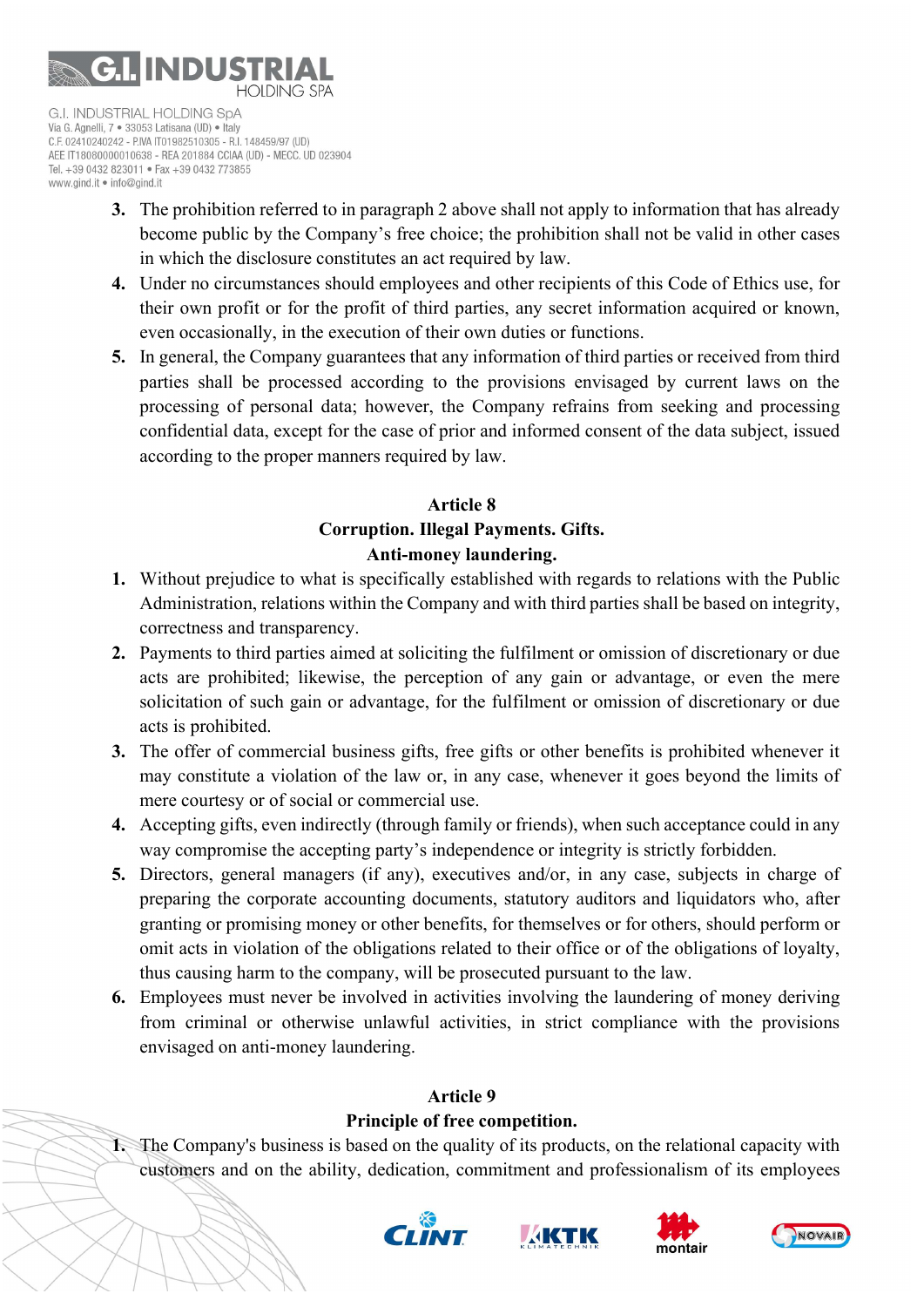3. The prohibition referred to in paragraph 2 above shall not apply to information that has already become public by the Company's free choice; the prohibition shall not be valid in other cases in which the disclosure constitutes an act required by law.
4. Under no circumstances should employees and other recipients of this Code of Ethics use, for their own profit or for the profit of third parties, any secret information acquired or known, even occasionally, in the execution of their own duties or functions.
5. In general, the Company guarantees that any information of third parties or received from third parties shall be processed according to the provisions envisaged by current laws on the processing of personal data; however, the Company refrains from seeking and processing confidential data, except for the case of prior and informed consent of the data subject, issued according to the proper manners required by law.

## Article 8
## Corruption. Illegal Payments. Gifts. Anti-money laundering.

1. Without prejudice to what is specifically established with regards to relations with the Public Administration, relations within the Company and with third parties shall be based on integrity, correctness and transparency.
2. Payments to third parties aimed at soliciting the fulfilment or omission of discretionary or due acts are prohibited; likewise, the perception of any gain or advantage, or even the mere solicitation of such gain or advantage, for the fulfilment or omission of discretionary or due acts is prohibited.
3. The offer of commercial business gifts, free gifts or other benefits is prohibited whenever it may constitute a violation of the law or, in any case, whenever it goes beyond the limits of mere courtesy or of social or commercial use.
4. Accepting gifts, even indirectly (through family or friends), when such acceptance could in any way compromise the accepting party's independence or integrity is strictly forbidden.
5. Directors, general managers (if any), executives and/or, in any case, subjects in charge of preparing the corporate accounting documents, statutory auditors and liquidators who, after granting or promising money or other benefits, for themselves or for others, should perform or omit acts in violation of the obligations related to their office or of the obligations of loyalty, thus causing harm to the company, will be prosecuted pursuant to the law.
6. Employees must never be involved in activities involving the laundering of money deriving from criminal or otherwise unlawful activities, in strict compliance with the provisions envisaged on anti-money laundering.

## Article 9
## Principle of free competition.

1. The Company's business is based on the quality of its products, on the relational capacity with customers and on the ability, dedication, commitment and professionalism of its employees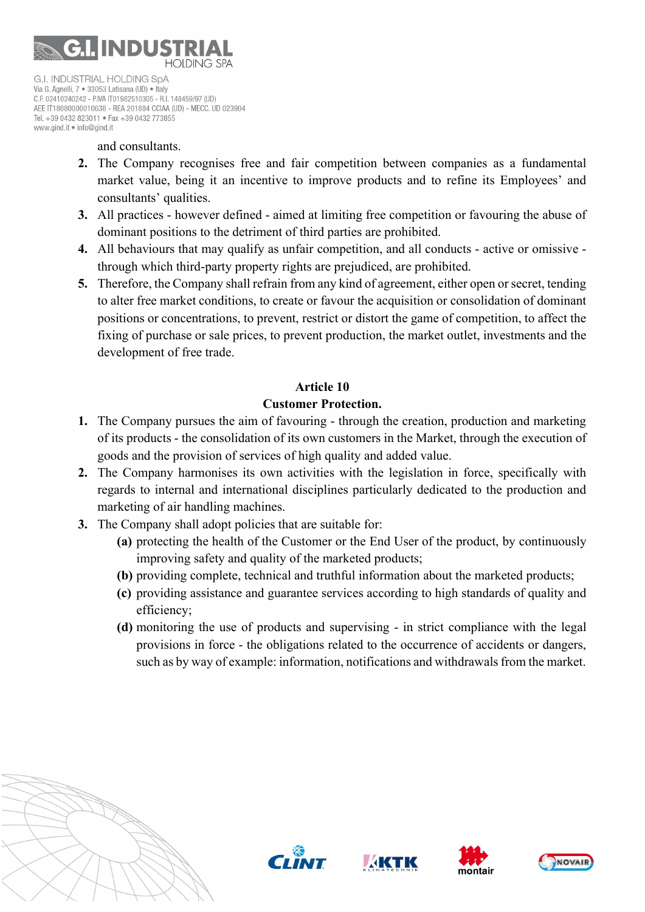and consultants.

2. The Company recognises free and fair competition between companies as a fundamental market value, being it an incentive to improve products and to refine its Employees' and consultants' qualities.
3. All practices - however defined - aimed at limiting free competition or favouring the abuse of dominant positions to the detriment of third parties are prohibited.
4. All behaviours that may qualify as unfair competition, and all conducts - active or omissive - through which third-party property rights are prejudiced, are prohibited.
5. Therefore, the Company shall refrain from any kind of agreement, either open or secret, tending to alter free market conditions, to create or favour the acquisition or consolidation of dominant positions or concentrations, to prevent, restrict or distort the game of competition, to affect the fixing of purchase or sale prices, to prevent production, the market outlet, investments and the development of free trade.

**Article 10**
**Customer Protection.**

1. The Company pursues the aim of favouring - through the creation, production and marketing of its products - the consolidation of its own customers in the Market, through the execution of goods and the provision of services of high quality and added value.
2. The Company harmonises its own activities with the legislation in force, specifically with regards to internal and international disciplines particularly dedicated to the production and marketing of air handling machines.
3. The Company shall adopt policies that are suitable for:
   **(a)** protecting the health of the Customer or the End User of the product, by continuously improving safety and quality of the marketed products;
   **(b)** providing complete, technical and truthful information about the marketed products;
   **(c)** providing assistance and guarantee services according to high standards of quality and efficiency;
   **(d)** monitoring the use of products and supervising - in strict compliance with the legal provisions in force - the obligations related to the occurrence of accidents or dangers, such as by way of example: information, notifications and withdrawals from the market.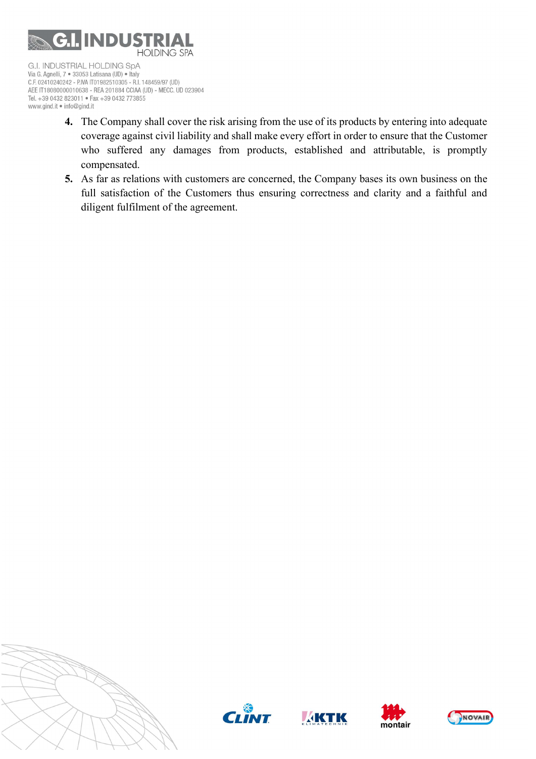4. The Company shall cover the risk arising from the use of its products by entering into adequate coverage against civil liability and shall make every effort in order to ensure that the Customer who suffered any damages from products, established and attributable, is promptly compensated.
5. As far as relations with customers are concerned, the Company bases its own business on the full satisfaction of the Customers thus ensuring correctness and clarity and a faithful and diligent fulfilment of the agreement.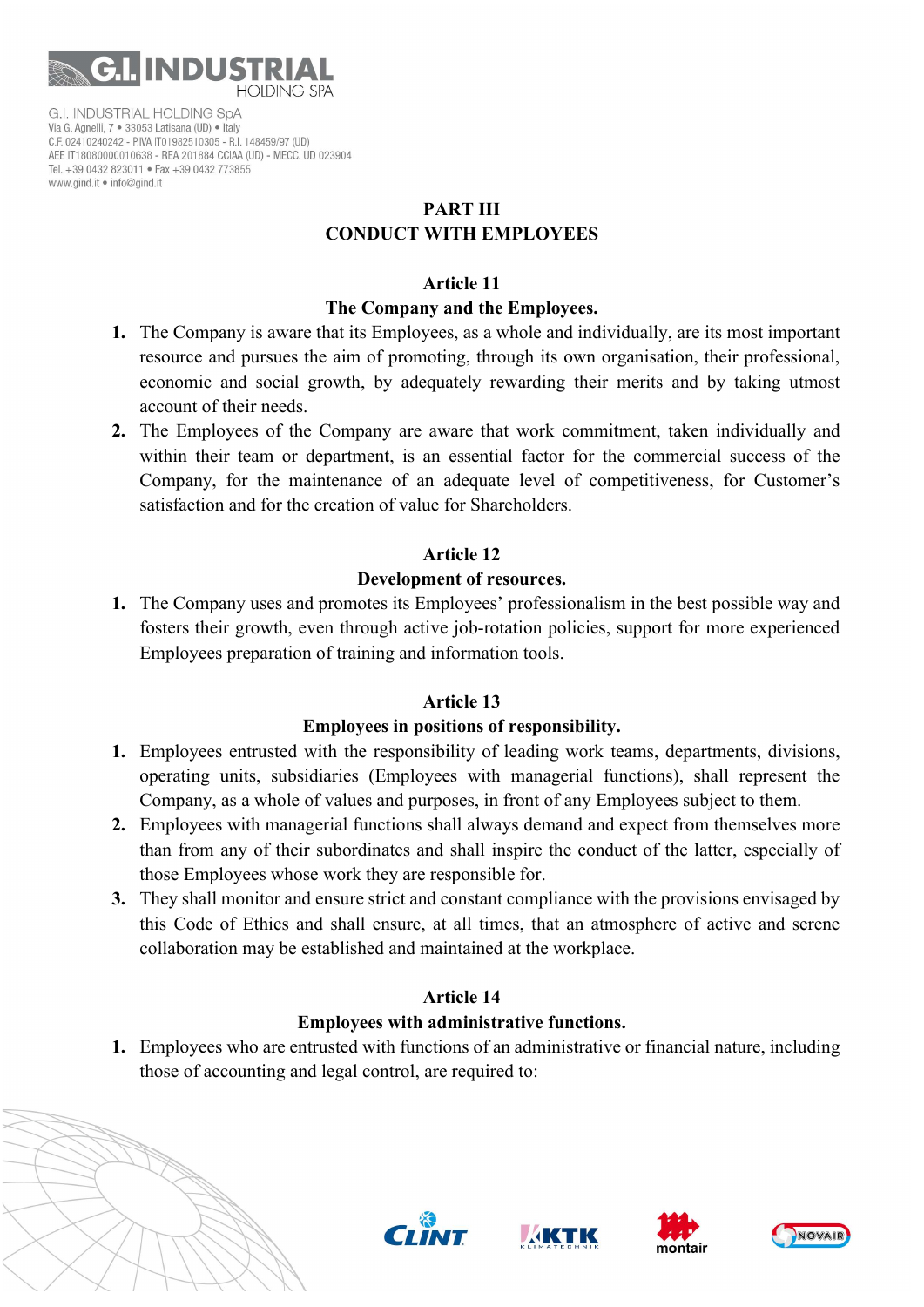## PART III
## CONDUCT WITH EMPLOYEES

### Article 11
### The Company and the Employees.

1. The Company is aware that its Employees, as a whole and individually, are its most important resource and pursues the aim of promoting, through its own organisation, their professional, economic and social growth, by adequately rewarding their merits and by taking utmost account of their needs.
2. The Employees of the Company are aware that work commitment, taken individually and within their team or department, is an essential factor for the commercial success of the Company, for the maintenance of an adequate level of competitiveness, for Customer's satisfaction and for the creation of value for Shareholders.

### Article 12
### Development of resources.

1. The Company uses and promotes its Employees' professionalism in the best possible way and fosters their growth, even through active job-rotation policies, support for more experienced Employees preparation of training and information tools.

### Article 13
### Employees in positions of responsibility.

1. Employees entrusted with the responsibility of leading work teams, departments, divisions, operating units, subsidiaries (Employees with managerial functions), shall represent the Company, as a whole of values and purposes, in front of any Employees subject to them.
2. Employees with managerial functions shall always demand and expect from themselves more than from any of their subordinates and shall inspire the conduct of the latter, especially of those Employees whose work they are responsible for.
3. They shall monitor and ensure strict and constant compliance with the provisions envisaged by this Code of Ethics and shall ensure, at all times, that an atmosphere of active and serene collaboration may be established and maintained at the workplace.

### Article 14
### Employees with administrative functions.

1. Employees who are entrusted with functions of an administrative or financial nature, including those of accounting and legal control, are required to: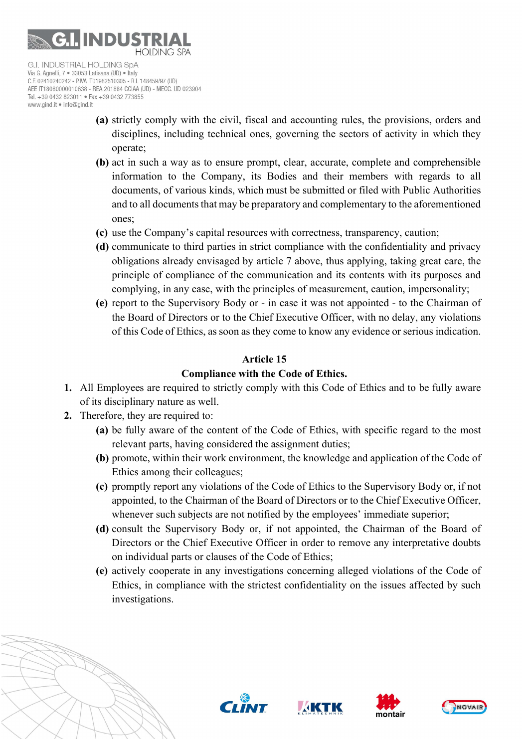(a) strictly comply with the civil, fiscal and accounting rules, the provisions, orders and disciplines, including technical ones, governing the sectors of activity in which they operate;

(b) act in such a way as to ensure prompt, clear, accurate, complete and comprehensible information to the Company, its Bodies and their members with regards to all documents, of various kinds, which must be submitted or filed with Public Authorities and to all documents that may be preparatory and complementary to the aforementioned ones;

(c) use the Company's capital resources with correctness, transparency, caution;

(d) communicate to third parties in strict compliance with the confidentiality and privacy obligations already envisaged by article 7 above, thus applying, taking great care, the principle of compliance of the communication and its contents with its purposes and complying, in any case, with the principles of measurement, caution, impersonality;

(e) report to the Supervisory Body or - in case it was not appointed - to the Chairman of the Board of Directors or to the Chief Executive Officer, with no delay, any violations of this Code of Ethics, as soon as they come to know any evidence or serious indication.

## Article 15
## Compliance with the Code of Ethics.

1. All Employees are required to strictly comply with this Code of Ethics and to be fully aware of its disciplinary nature as well.
2. Therefore, they are required to:
   (a) be fully aware of the content of the Code of Ethics, with specific regard to the most relevant parts, having considered the assignment duties;
   (b) promote, within their work environment, the knowledge and application of the Code of Ethics among their colleagues;
   (c) promptly report any violations of the Code of Ethics to the Supervisory Body or, if not appointed, to the Chairman of the Board of Directors or to the Chief Executive Officer, whenever such subjects are not notified by the employees' immediate superior;
   (d) consult the Supervisory Body or, if not appointed, the Chairman of the Board of Directors or the Chief Executive Officer in order to remove any interpretative doubts on individual parts or clauses of the Code of Ethics;
   (e) actively cooperate in any investigations concerning alleged violations of the Code of Ethics, in compliance with the strictest confidentiality on the issues affected by such investigations.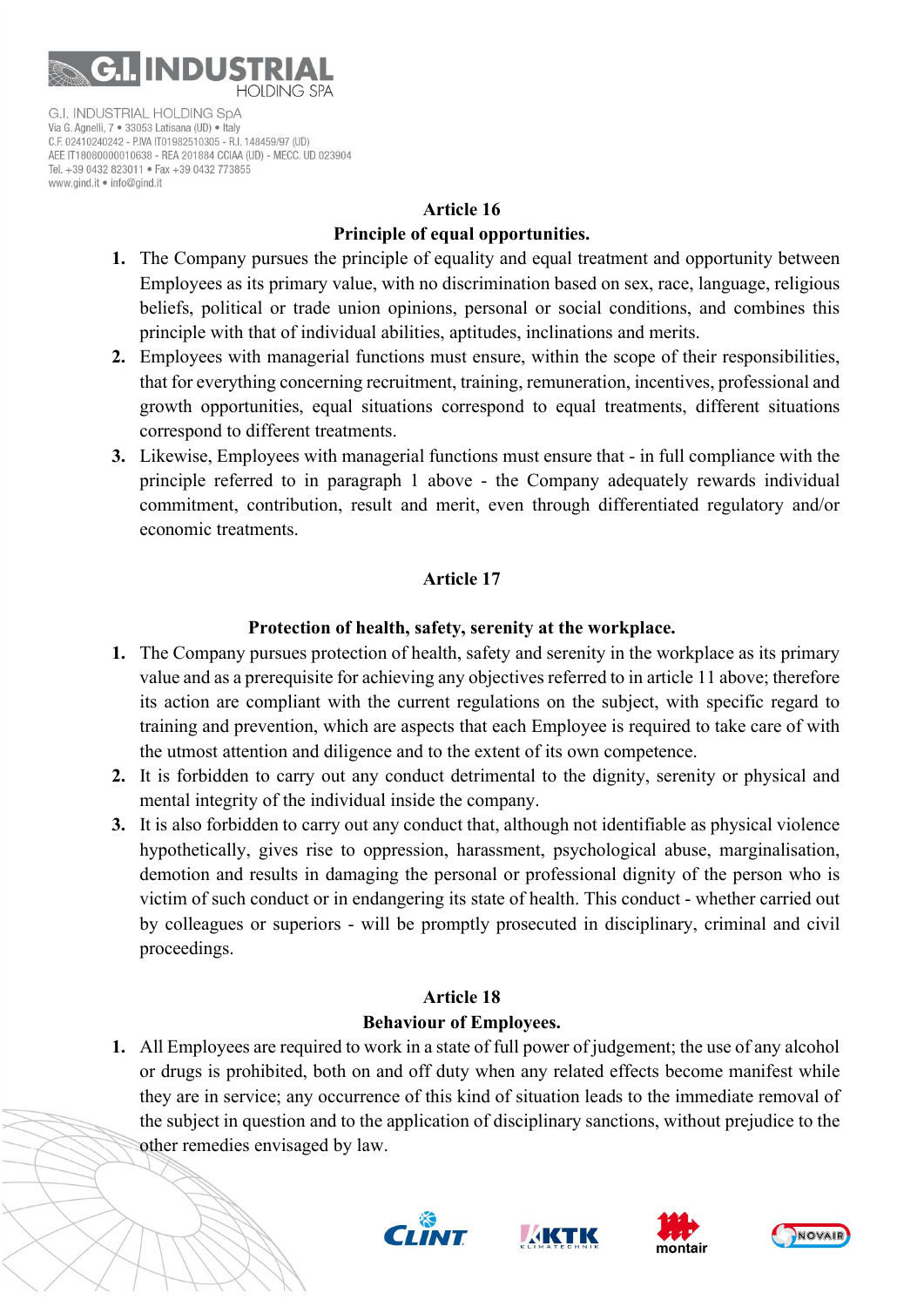## Article 16

### Principle of equal opportunities.

1. The Company pursues the principle of equality and equal treatment and opportunity between Employees as its primary value, with no discrimination based on sex, race, language, religious beliefs, political or trade union opinions, personal or social conditions, and combines this principle with that of individual abilities, aptitudes, inclinations and merits.
2. Employees with managerial functions must ensure, within the scope of their responsibilities, that for everything concerning recruitment, training, remuneration, incentives, professional and growth opportunities, equal situations correspond to equal treatments, different situations correspond to different treatments.
3. Likewise, Employees with managerial functions must ensure that - in full compliance with the principle referred to in paragraph 1 above - the Company adequately rewards individual commitment, contribution, result and merit, even through differentiated regulatory and/or economic treatments.

## Article 17

### Protection of health, safety, serenity at the workplace.

1. The Company pursues protection of health, safety and serenity in the workplace as its primary value and as a prerequisite for achieving any objectives referred to in article 11 above; therefore its action are compliant with the current regulations on the subject, with specific regard to training and prevention, which are aspects that each Employee is required to take care of with the utmost attention and diligence and to the extent of its own competence.
2. It is forbidden to carry out any conduct detrimental to the dignity, serenity or physical and mental integrity of the individual inside the company.
3. It is also forbidden to carry out any conduct that, although not identifiable as physical violence hypothetically, gives rise to oppression, harassment, psychological abuse, marginalisation, demotion and results in damaging the personal or professional dignity of the person who is victim of such conduct or in endangering its state of health. This conduct - whether carried out by colleagues or superiors - will be promptly prosecuted in disciplinary, criminal and civil proceedings.

## Article 18

### Behaviour of Employees.

1. All Employees are required to work in a state of full power of judgement; the use of any alcohol or drugs is prohibited, both on and off duty when any related effects become manifest while they are in service; any occurrence of this kind of situation leads to the immediate removal of the subject in question and to the application of disciplinary sanctions, without prejudice to the other remedies envisaged by law.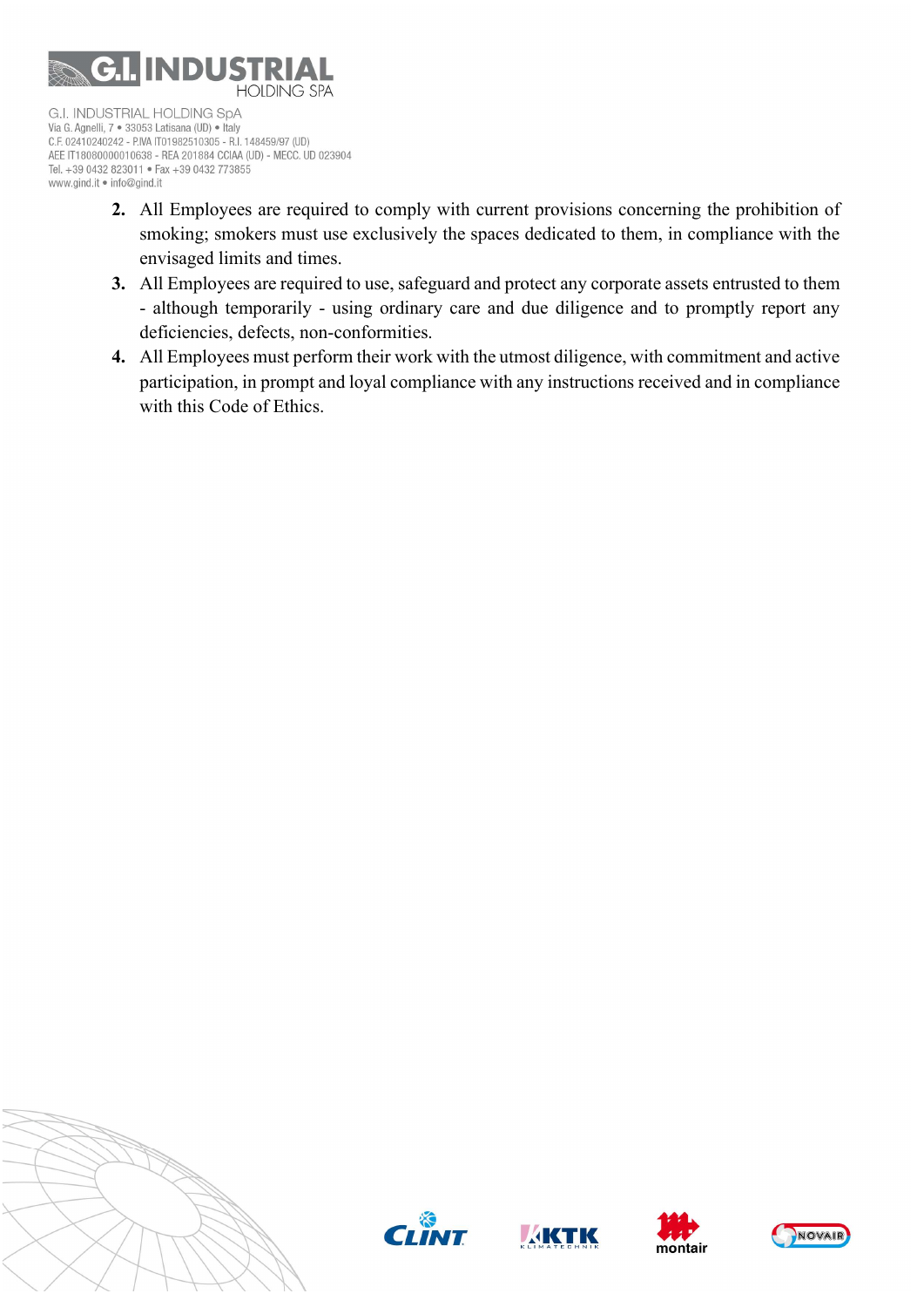2. All Employees are required to comply with current provisions concerning the prohibition of smoking; smokers must use exclusively the spaces dedicated to them, in compliance with the envisaged limits and times.
3. All Employees are required to use, safeguard and protect any corporate assets entrusted to them - although temporarily - using ordinary care and due diligence and to promptly report any deficiencies, defects, non-conformities.
4. All Employees must perform their work with the utmost diligence, with commitment and active participation, in prompt and loyal compliance with any instructions received and in compliance with this Code of Ethics.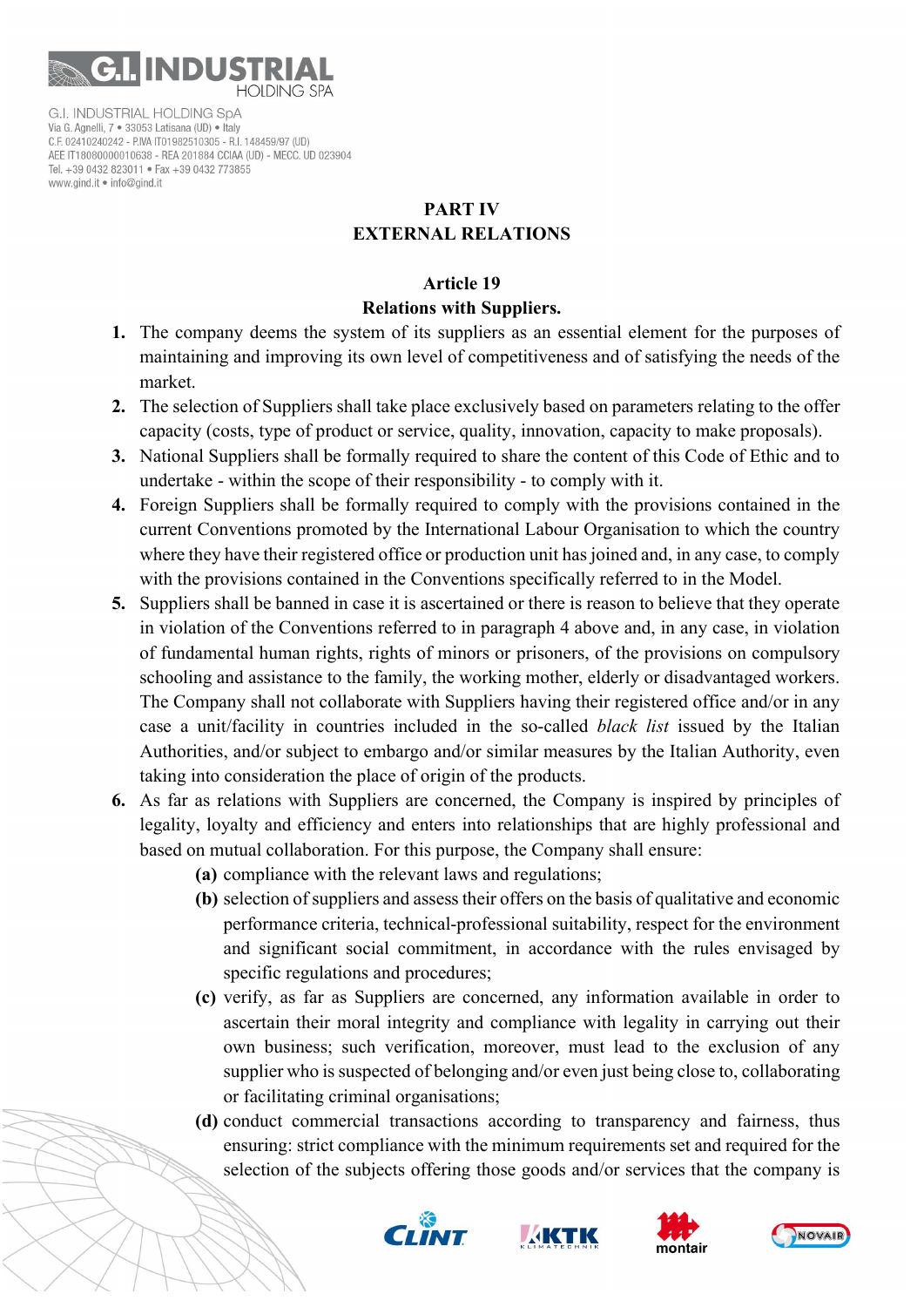## PART IV
## EXTERNAL RELATIONS

### Article 19
### Relations with Suppliers.

1. The company deems the system of its suppliers as an essential element for the purposes of maintaining and improving its own level of competitiveness and of satisfying the needs of the market.
2. The selection of Suppliers shall take place exclusively based on parameters relating to the offer capacity (costs, type of product or service, quality, innovation, capacity to make proposals).
3. National Suppliers shall be formally required to share the content of this Code of Ethic and to undertake - within the scope of their responsibility - to comply with it.
4. Foreign Suppliers shall be formally required to comply with the provisions contained in the current Conventions promoted by the International Labour Organisation to which the country where they have their registered office or production unit has joined and, in any case, to comply with the provisions contained in the Conventions specifically referred to in the Model.
5. Suppliers shall be banned in case it is ascertained or there is reason to believe that they operate in violation of the Conventions referred to in paragraph 4 above and, in any case, in violation of fundamental human rights, rights of minors or prisoners, of the provisions on compulsory schooling and assistance to the family, the working mother, elderly or disadvantaged workers. The Company shall not collaborate with Suppliers having their registered office and/or in any case a unit/facility in countries included in the so-called *black list* issued by the Italian Authorities, and/or subject to embargo and/or similar measures by the Italian Authority, even taking into consideration the place of origin of the products.
6. As far as relations with Suppliers are concerned, the Company is inspired by principles of legality, loyalty and efficiency and enters into relationships that are highly professional and based on mutual collaboration. For this purpose, the Company shall ensure:
   - **(a)** compliance with the relevant laws and regulations;
   - **(b)** selection of suppliers and assess their offers on the basis of qualitative and economic performance criteria, technical-professional suitability, respect for the environment and significant social commitment, in accordance with the rules envisaged by specific regulations and procedures;
   - **(c)** verify, as far as Suppliers are concerned, any information available in order to ascertain their moral integrity and compliance with legality in carrying out their own business; such verification, moreover, must lead to the exclusion of any supplier who is suspected of belonging and/or even just being close to, collaborating or facilitating criminal organisations;
   - **(d)** conduct commercial transactions according to transparency and fairness, thus ensuring: strict compliance with the minimum requirements set and required for the selection of the subjects offering those goods and/or services that the company is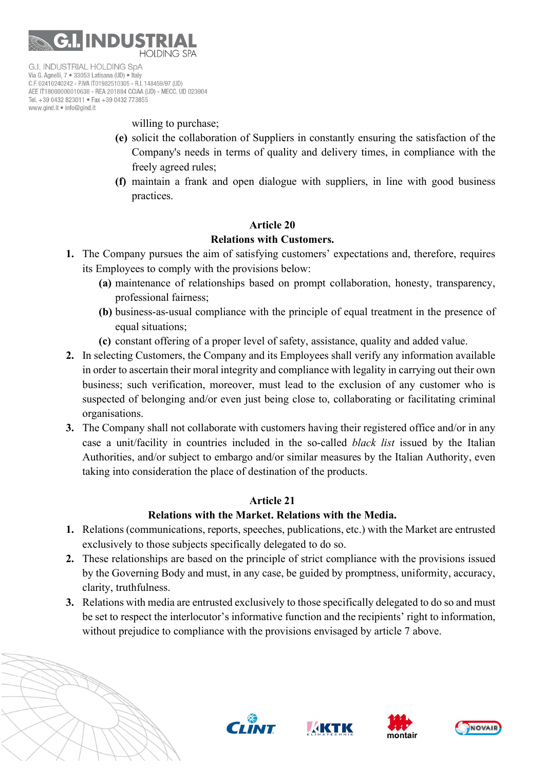willing to purchase;

**(e)** solicit the collaboration of Suppliers in constantly ensuring the satisfaction of the Company's needs in terms of quality and delivery times, in compliance with the freely agreed rules;

**(f)** maintain a frank and open dialogue with suppliers, in line with good business practices.

**Article 20**

**Relations with Customers.**

1. The Company pursues the aim of satisfying customers' expectations and, therefore, requires its Employees to comply with the provisions below:
   - **(a)** maintenance of relationships based on prompt collaboration, honesty, transparency, professional fairness;
   - **(b)** business-as-usual compliance with the principle of equal treatment in the presence of equal situations;
   - **(c)** constant offering of a proper level of safety, assistance, quality and added value.
2. In selecting Customers, the Company and its Employees shall verify any information available in order to ascertain their moral integrity and compliance with legality in carrying out their own business; such verification, moreover, must lead to the exclusion of any customer who is suspected of belonging and/or even just being close to, collaborating or facilitating criminal organisations.
3. The Company shall not collaborate with customers having their registered office and/or in any case a unit/facility in countries included in the so-called *black list* issued by the Italian Authorities, and/or subject to embargo and/or similar measures by the Italian Authority, even taking into consideration the place of destination of the products.

**Article 21**

**Relations with the Market. Relations with the Media.**

1. Relations (communications, reports, speeches, publications, etc.) with the Market are entrusted exclusively to those subjects specifically delegated to do so.
2. These relationships are based on the principle of strict compliance with the provisions issued by the Governing Body and must, in any case, be guided by promptness, uniformity, accuracy, clarity, truthfulness.
3. Relations with media are entrusted exclusively to those specifically delegated to do so and must be set to respect the interlocutor's informative function and the recipients' right to information, without prejudice to compliance with the provisions envisaged by article 7 above.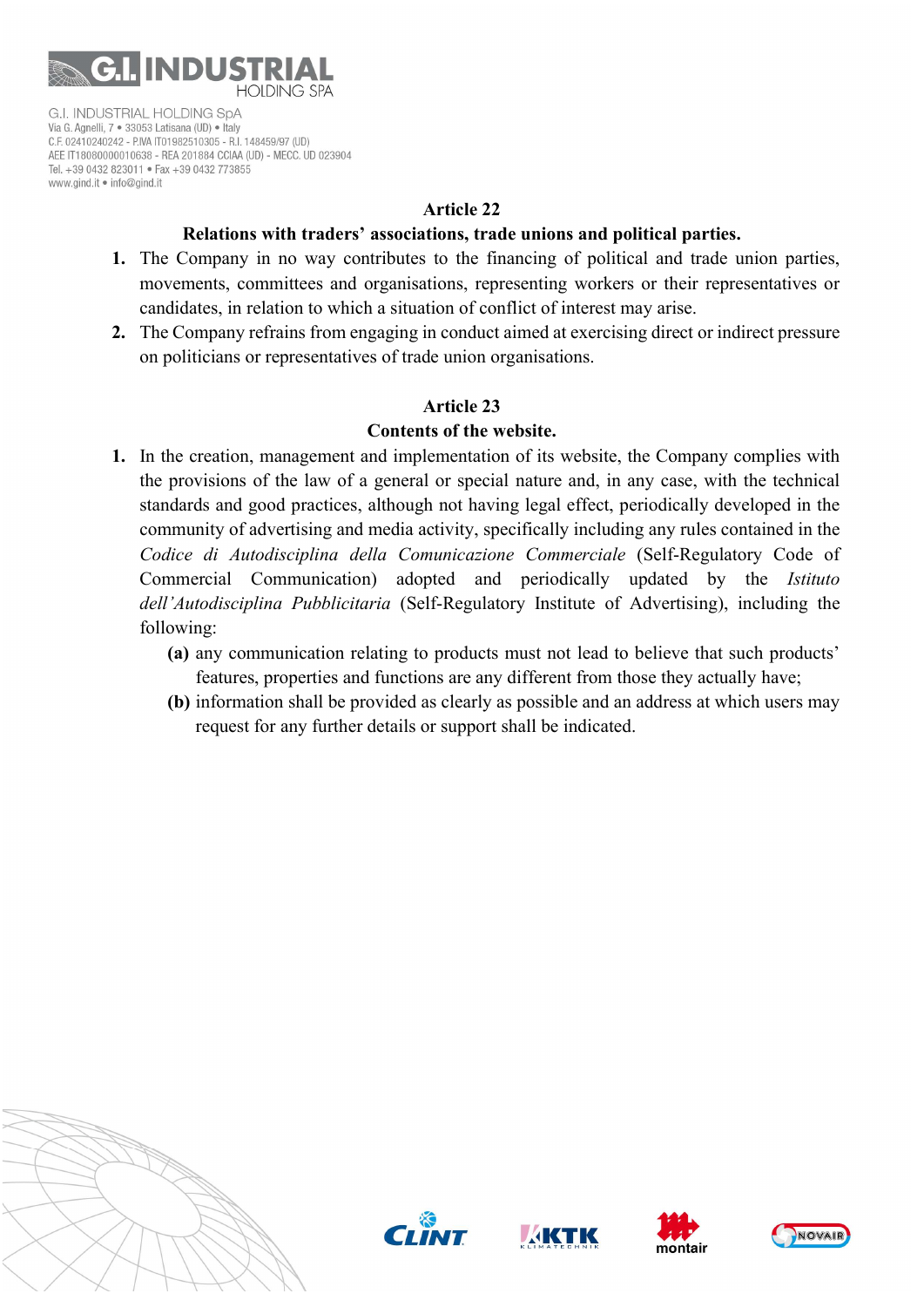## Article 22

### Relations with traders' associations, trade unions and political parties.

1. The Company in no way contributes to the financing of political and trade union parties, movements, committees and organisations, representing workers or their representatives or candidates, in relation to which a situation of conflict of interest may arise.
2. The Company refrains from engaging in conduct aimed at exercising direct or indirect pressure on politicians or representatives of trade union organisations.

## Article 23

### Contents of the website.

1. In the creation, management and implementation of its website, the Company complies with the provisions of the law of a general or special nature and, in any case, with the technical standards and good practices, although not having legal effect, periodically developed in the community of advertising and media activity, specifically including any rules contained in the *Codice di Autodisciplina della Comunicazione Commerciale* (Self-Regulatory Code of Commercial Communication) adopted and periodically updated by the *Istituto dell'Autodisciplina Pubblicitaria* (Self-Regulatory Institute of Advertising), including the following:
   - **(a)** any communication relating to products must not lead to believe that such products' features, properties and functions are any different from those they actually have;
   - **(b)** information shall be provided as clearly as possible and an address at which users may request for any further details or support shall be indicated.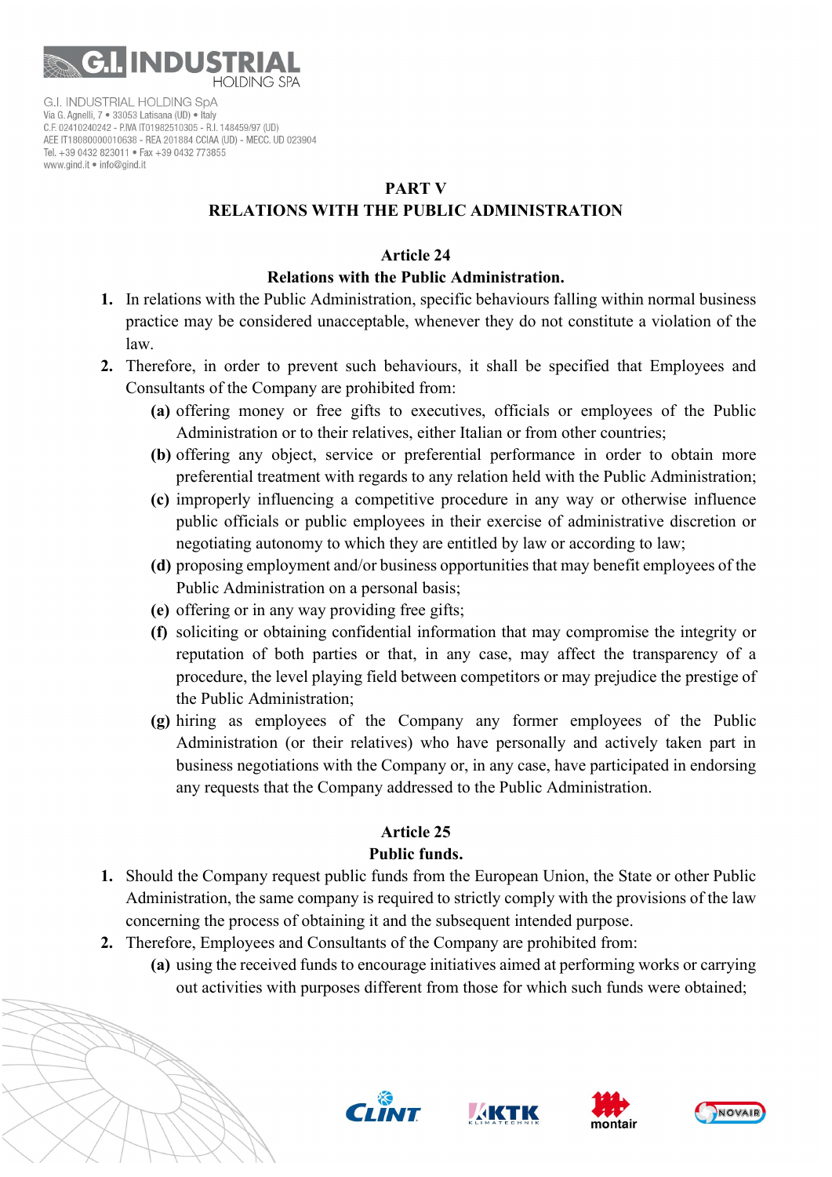## PART V
## RELATIONS WITH THE PUBLIC ADMINISTRATION

### Article 24
### Relations with the Public Administration.

1. In relations with the Public Administration, specific behaviours falling within normal business practice may be considered unacceptable, whenever they do not constitute a violation of the law.
2. Therefore, in order to prevent such behaviours, it shall be specified that Employees and Consultants of the Company are prohibited from:
   - **(a)** offering money or free gifts to executives, officials or employees of the Public Administration or to their relatives, either Italian or from other countries;
   - **(b)** offering any object, service or preferential performance in order to obtain more preferential treatment with regards to any relation held with the Public Administration;
   - **(c)** improperly influencing a competitive procedure in any way or otherwise influence public officials or public employees in their exercise of administrative discretion or negotiating autonomy to which they are entitled by law or according to law;
   - **(d)** proposing employment and/or business opportunities that may benefit employees of the Public Administration on a personal basis;
   - **(e)** offering or in any way providing free gifts;
   - **(f)** soliciting or obtaining confidential information that may compromise the integrity or reputation of both parties or that, in any case, may affect the transparency of a procedure, the level playing field between competitors or may prejudice the prestige of the Public Administration;
   - **(g)** hiring as employees of the Company any former employees of the Public Administration (or their relatives) who have personally and actively taken part in business negotiations with the Company or, in any case, have participated in endorsing any requests that the Company addressed to the Public Administration.

### Article 25
### Public funds.

1. Should the Company request public funds from the European Union, the State or other Public Administration, the same company is required to strictly comply with the provisions of the law concerning the process of obtaining it and the subsequent intended purpose.
2. Therefore, Employees and Consultants of the Company are prohibited from:
   - **(a)** using the received funds to encourage initiatives aimed at performing works or carrying out activities with purposes different from those for which such funds were obtained;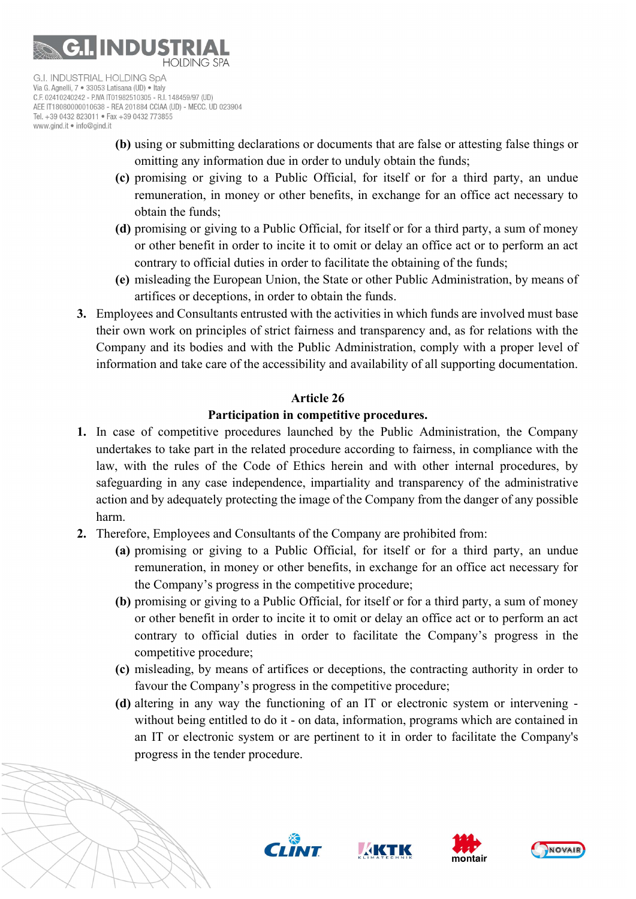(b) using or submitting declarations or documents that are false or attesting false things or omitting any information due in order to unduly obtain the funds;

(c) promising or giving to a Public Official, for itself or for a third party, an undue remuneration, in money or other benefits, in exchange for an office act necessary to obtain the funds;

(d) promising or giving to a Public Official, for itself or for a third party, a sum of money or other benefit in order to incite it to omit or delay an office act or to perform an act contrary to official duties in order to facilitate the obtaining of the funds;

(e) misleading the European Union, the State or other Public Administration, by means of artifices or deceptions, in order to obtain the funds.

3. Employees and Consultants entrusted with the activities in which funds are involved must base their own work on principles of strict fairness and transparency and, as for relations with the Company and its bodies and with the Public Administration, comply with a proper level of information and take care of the accessibility and availability of all supporting documentation.

## Article 26

## Participation in competitive procedures.

1. In case of competitive procedures launched by the Public Administration, the Company undertakes to take part in the related procedure according to fairness, in compliance with the law, with the rules of the Code of Ethics herein and with other internal procedures, by safeguarding in any case independence, impartiality and transparency of the administrative action and by adequately protecting the image of the Company from the danger of any possible harm.

2. Therefore, Employees and Consultants of the Company are prohibited from:

   (a) promising or giving to a Public Official, for itself or for a third party, an undue remuneration, in money or other benefits, in exchange for an office act necessary for the Company's progress in the competitive procedure;

   (b) promising or giving to a Public Official, for itself or for a third party, a sum of money or other benefit in order to incite it to omit or delay an office act or to perform an act contrary to official duties in order to facilitate the Company's progress in the competitive procedure;

   (c) misleading, by means of artifices or deceptions, the contracting authority in order to favour the Company's progress in the competitive procedure;

   (d) altering in any way the functioning of an IT or electronic system or intervening - without being entitled to do it - on data, information, programs which are contained in an IT or electronic system or are pertinent to it in order to facilitate the Company's progress in the tender procedure.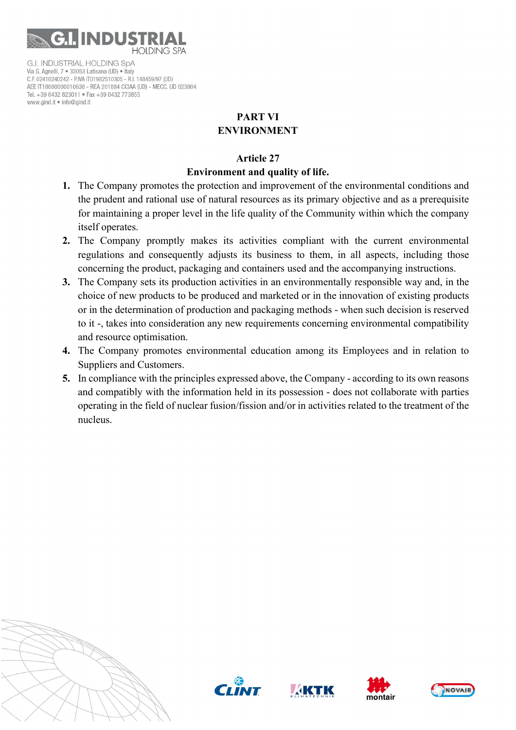## PART VI
## ENVIRONMENT

### Article 27
### Environment and quality of life.

1. The Company promotes the protection and improvement of the environmental conditions and the prudent and rational use of natural resources as its primary objective and as a prerequisite for maintaining a proper level in the life quality of the Community within which the company itself operates.
2. The Company promptly makes its activities compliant with the current environmental regulations and consequently adjusts its business to them, in all aspects, including those concerning the product, packaging and containers used and the accompanying instructions.
3. The Company sets its production activities in an environmentally responsible way and, in the choice of new products to be produced and marketed or in the innovation of existing products or in the determination of production and packaging methods - when such decision is reserved to it -, takes into consideration any new requirements concerning environmental compatibility and resource optimisation.
4. The Company promotes environmental education among its Employees and in relation to Suppliers and Customers.
5. In compliance with the principles expressed above, the Company - according to its own reasons and compatibly with the information held in its possession - does not collaborate with parties operating in the field of nuclear fusion/fission and/or in activities related to the treatment of the nucleus.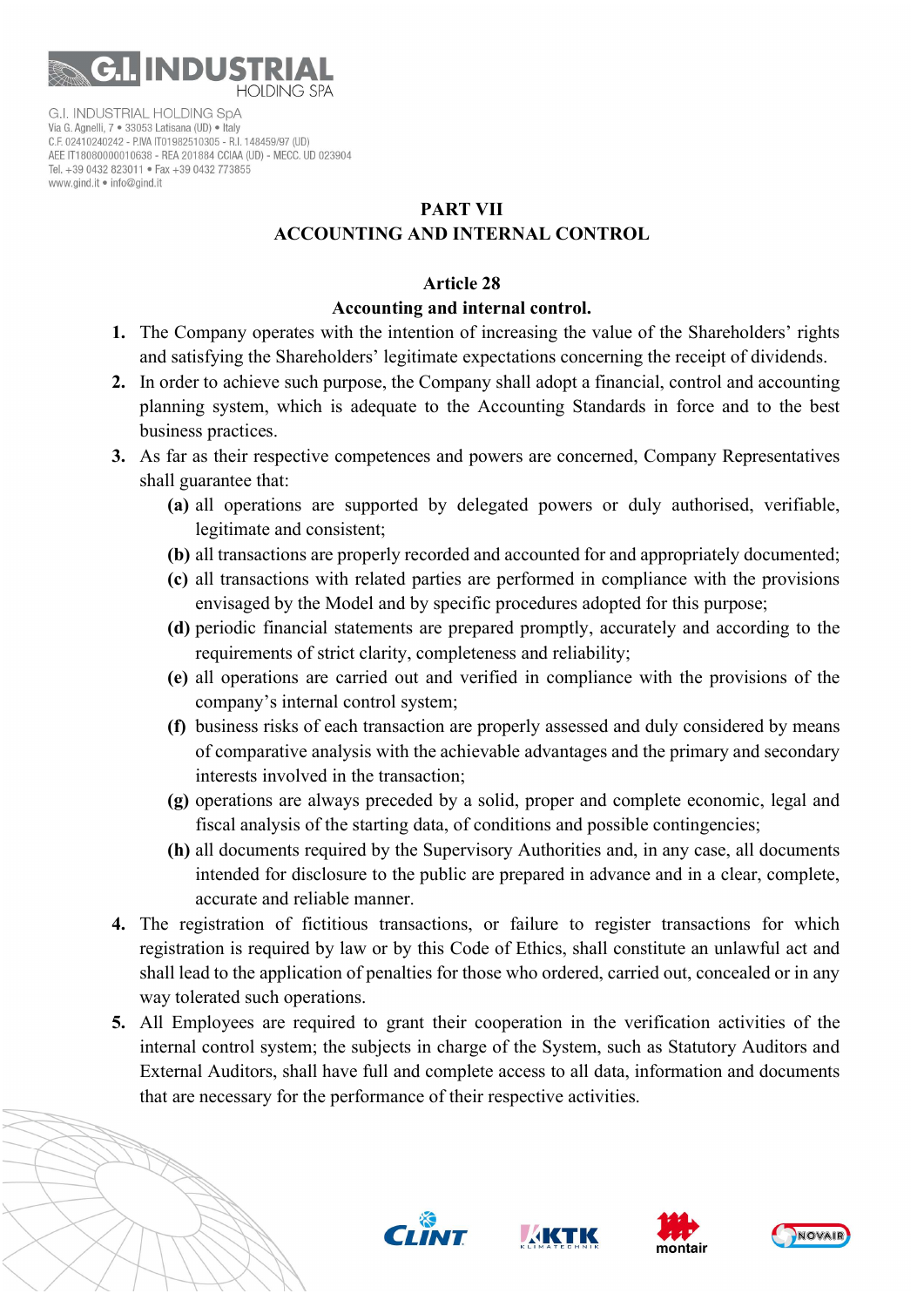# PART VII
# ACCOUNTING AND INTERNAL CONTROL

## Article 28
## Accounting and internal control.

1. The Company operates with the intention of increasing the value of the Shareholders' rights and satisfying the Shareholders' legitimate expectations concerning the receipt of dividends.
2. In order to achieve such purpose, the Company shall adopt a financial, control and accounting planning system, which is adequate to the Accounting Standards in force and to the best business practices.
3. As far as their respective competences and powers are concerned, Company Representatives shall guarantee that:
   - **(a)** all operations are supported by delegated powers or duly authorised, verifiable, legitimate and consistent;
   - **(b)** all transactions are properly recorded and accounted for and appropriately documented;
   - **(c)** all transactions with related parties are performed in compliance with the provisions envisaged by the Model and by specific procedures adopted for this purpose;
   - **(d)** periodic financial statements are prepared promptly, accurately and according to the requirements of strict clarity, completeness and reliability;
   - **(e)** all operations are carried out and verified in compliance with the provisions of the company's internal control system;
   - **(f)** business risks of each transaction are properly assessed and duly considered by means of comparative analysis with the achievable advantages and the primary and secondary interests involved in the transaction;
   - **(g)** operations are always preceded by a solid, proper and complete economic, legal and fiscal analysis of the starting data, of conditions and possible contingencies;
   - **(h)** all documents required by the Supervisory Authorities and, in any case, all documents intended for disclosure to the public are prepared in advance and in a clear, complete, accurate and reliable manner.
4. The registration of fictitious transactions, or failure to register transactions for which registration is required by law or by this Code of Ethics, shall constitute an unlawful act and shall lead to the application of penalties for those who ordered, carried out, concealed or in any way tolerated such operations.
5. All Employees are required to grant their cooperation in the verification activities of the internal control system; the subjects in charge of the System, such as Statutory Auditors and External Auditors, shall have full and complete access to all data, information and documents that are necessary for the performance of their respective activities.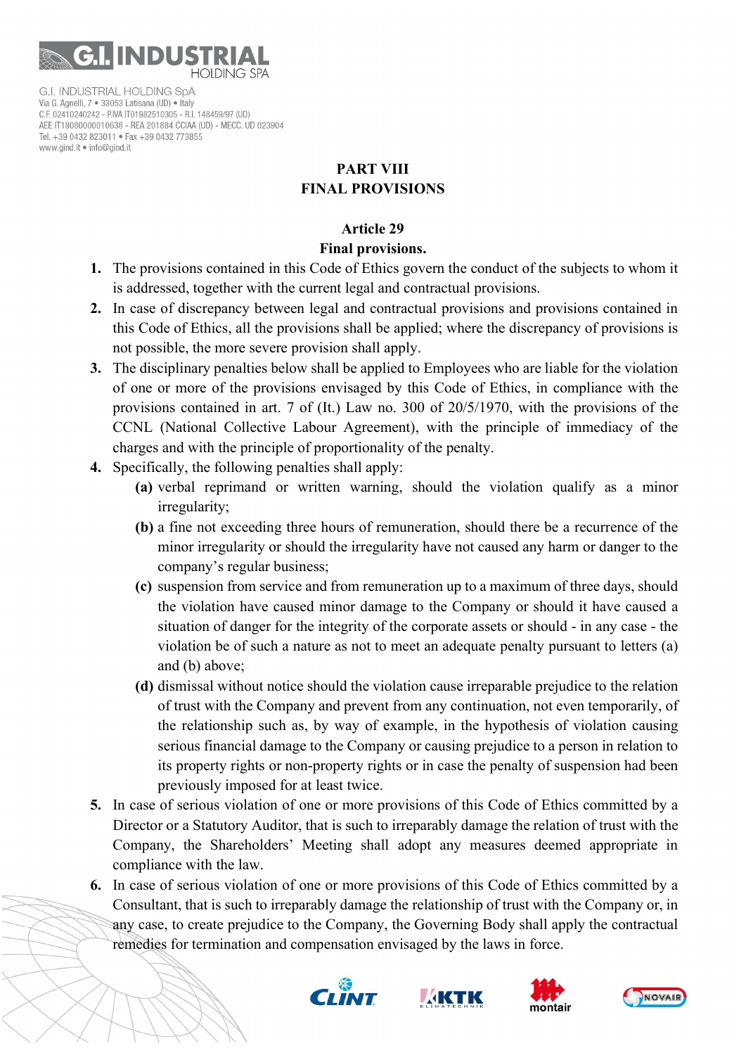G.I. INDUSTRIAL HOLDING SpA
Via G. Agnelli, 7 • 33053 Latisana (UD) • Italy
C.F. 02410240242 - P.IVA IT01982510305 - R.I. 148459/97 (UD)
AEE IT18080000010638 - REA 201884 CCIAA (UD) - MECC. UD 023904
Tel. +39 0432 823011 • Fax +39 0432 773855
www.gind.it • info@gind.it

# PART VIII
# FINAL PROVISIONS

## Article 29
## Final provisions.

1. The provisions contained in this Code of Ethics govern the conduct of the subjects to whom it is addressed, together with the current legal and contractual provisions.
2. In case of discrepancy between legal and contractual provisions and provisions contained in this Code of Ethics, all the provisions shall be applied; where the discrepancy of provisions is not possible, the more severe provision shall apply.
3. The disciplinary penalties below shall be applied to Employees who are liable for the violation of one or more of the provisions envisaged by this Code of Ethics, in compliance with the provisions contained in art. 7 of (It.) Law no. 300 of 20/5/1970, with the provisions of the CCNL (National Collective Labour Agreement), with the principle of immediacy of the charges and with the principle of proportionality of the penalty.
4. Specifically, the following penalties shall apply:
   - **(a)** verbal reprimand or written warning, should the violation qualify as a minor irregularity;
   - **(b)** a fine not exceeding three hours of remuneration, should there be a recurrence of the minor irregularity or should the irregularity have not caused any harm or danger to the company's regular business;
   - **(c)** suspension from service and from remuneration up to a maximum of three days, should the violation have caused minor damage to the Company or should it have caused a situation of danger for the integrity of the corporate assets or should - in any case - the violation be of such a nature as not to meet an adequate penalty pursuant to letters (a) and (b) above;
   - **(d)** dismissal without notice should the violation cause irreparable prejudice to the relation of trust with the Company and prevent from any continuation, not even temporarily, of the relationship such as, by way of example, in the hypothesis of violation causing serious financial damage to the Company or causing prejudice to a person in relation to its property rights or non-property rights or in case the penalty of suspension had been previously imposed for at least twice.
5. In case of serious violation of one or more provisions of this Code of Ethics committed by a Director or a Statutory Auditor, that is such to irreparably damage the relation of trust with the Company, the Shareholders' Meeting shall adopt any measures deemed appropriate in compliance with the law.
6. In case of serious violation of one or more provisions of this Code of Ethics committed by a Consultant, that is such to irreparably damage the relationship of trust with the Company or, in any case, to create prejudice to the Company, the Governing Body shall apply the contractual remedies for termination and compensation envisaged by the laws in force.